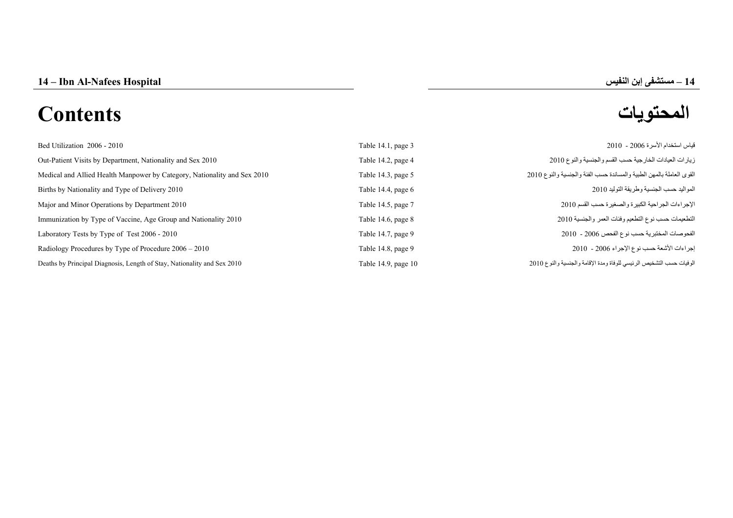# 14 – Ibn Al-Nafees Hospital

# 14 – مستشفى إبن النفيس

# Contents

# المحتويات

| | | |
|---|---|---|
| Bed Utilization 2006 - 2010 | Table 14.1, page 3 | قياس استخدام الأسرة 2006 - 2010 |
| Out-Patient Visits by Department, Nationality and Sex 2010 | Table 14.2, page 4 | زيارات العيادات الخارجية حسب القسم والجنسية والنوع 2010 |
| Medical and Allied Health Manpower by Category, Nationality and Sex 2010 | Table 14.3, page 5 | القوى العاملة بالمهن الطبية والمساندة حسب الفئة والجنسية والنوع 2010 |
| Births by Nationality and Type of Delivery 2010 | Table 14.4, page 6 | المواليد حسب الجنسية وطريقة التوليد 2010 |
| Major and Minor Operations by Department 2010 | Table 14.5, page 7 | الإجراءات الجراحية الكبيرة والصغيرة حسب القسم 2010 |
| Immunization by Type of Vaccine, Age Group and Nationality 2010 | Table 14.6, page 8 | التطعيمات حسب نوع التطعيم وفئات العمر والجنسية 2010 |
| Laboratory Tests by Type of Test 2006 - 2010 | Table 14.7, page 9 | الفحوصات المختبرية حسب نوع الفحص 2006 - 2010 |
| Radiology Procedures by Type of Procedure 2006 – 2010 | Table 14.8, page 9 | إجراءات الأشعة حسب نوع الإجراء 2006 - 2010 |
| Deaths by Principal Diagnosis, Length of Stay, Nationality and Sex 2010 | Table 14.9, page 10 | الوفيات حسب التشخيص الرئيسي للوفاة ومدة الإقامة والجنسية والنوع 2010 |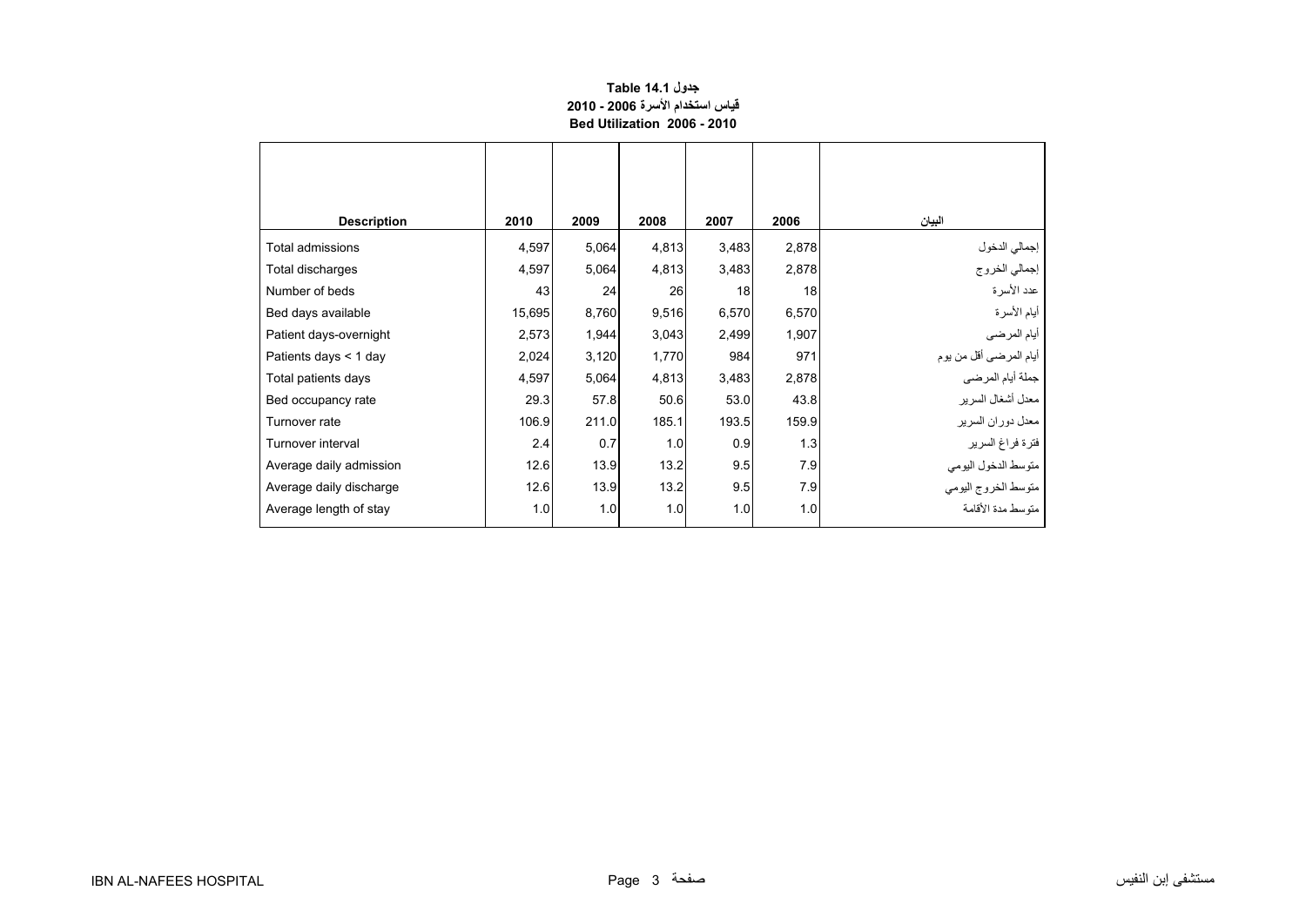**جدول Table 14.1**
**قياس استخدام الأسرة 2006 - 2010**
**Bed Utilization 2006 - 2010**

| Description | 2010 | 2009 | 2008 | 2007 | 2006 | البيان |
|---|---|---|---|---|---|---|
| Total admissions | 4,597 | 5,064 | 4,813 | 3,483 | 2,878 | إجمالي الدخول |
| Total discharges | 4,597 | 5,064 | 4,813 | 3,483 | 2,878 | إجمالي الخروج |
| Number of beds | 43 | 24 | 26 | 18 | 18 | عدد الأسرة |
| Bed days available | 15,695 | 8,760 | 9,516 | 6,570 | 6,570 | أيام الأسرة |
| Patient days-overnight | 2,573 | 1,944 | 3,043 | 2,499 | 1,907 | أيام المرضى |
| Patients days < 1 day | 2,024 | 3,120 | 1,770 | 984 | 971 | أيام المرضى أقل من يوم |
| Total patients days | 4,597 | 5,064 | 4,813 | 3,483 | 2,878 | جملة أيام المرضى |
| Bed occupancy rate | 29.3 | 57.8 | 50.6 | 53.0 | 43.8 | معدل أشغال السرير |
| Turnover rate | 106.9 | 211.0 | 185.1 | 193.5 | 159.9 | معدل دوران السرير |
| Turnover interval | 2.4 | 0.7 | 1.0 | 0.9 | 1.3 | فترة فراغ السرير |
| Average daily admission | 12.6 | 13.9 | 13.2 | 9.5 | 7.9 | متوسط الدخول اليومي |
| Average daily discharge | 12.6 | 13.9 | 13.2 | 9.5 | 7.9 | متوسط الخروج اليومي |
| Average length of stay | 1.0 | 1.0 | 1.0 | 1.0 | 1.0 | متوسط مدة الأقامة |

IBN AL-NAFEES HOSPITAL مستشفى إبن النفيس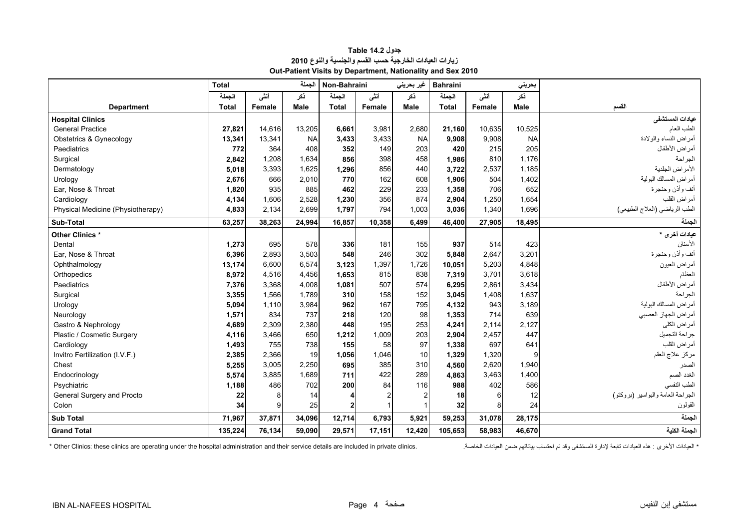# جدول Table 14.2
## زيارات العيادات الخارجية حسب القسم والجنسية والنوع 2010
## Out-Patient Visits by Department, Nationality and Sex 2010

| | Total | | الجملة | Non-Bahraini | | غير بحريني | Bahraini | | بحريني | |
|---|---|---|---|---|---|---|---|---|---|---|
| | الجملة | أنثى | ذكر | الجملة | أنثى | ذكر | الجملة | أنثى | ذكر | |
| **Department** | **Total** | **Female** | **Male** | **Total** | **Female** | **Male** | **Total** | **Female** | **Male** | **القسم** |
| **Hospital Clinics** | | | | | | | | | | **عيادات المستشفى** |
| General Practice | **27,821** | 14,616 | 13,205 | **6,661** | 3,981 | 2,680 | **21,160** | 10,635 | 10,525 | الطب العام |
| Obstetrics & Gynecology | **13,341** | 13,341 | NA | **3,433** | 3,433 | NA | **9,908** | 9,908 | NA | أمراض النساء والولادة |
| Paediatrics | **772** | 364 | 408 | **352** | 149 | 203 | **420** | 215 | 205 | أمراض الأطفال |
| Surgical | **2,842** | 1,208 | 1,634 | **856** | 398 | 458 | **1,986** | 810 | 1,176 | الجراحة |
| Dermatology | **5,018** | 3,393 | 1,625 | **1,296** | 856 | 440 | **3,722** | 2,537 | 1,185 | الأمراض الجلدية |
| Urology | **2,676** | 666 | 2,010 | **770** | 162 | 608 | **1,906** | 504 | 1,402 | أمراض المسالك البولية |
| Ear, Nose & Throat | **1,820** | 935 | 885 | **462** | 229 | 233 | **1,358** | 706 | 652 | أنف وأذن وحنجرة |
| Cardiology | **4,134** | 1,606 | 2,528 | **1,230** | 356 | 874 | **2,904** | 1,250 | 1,654 | أمراض القلب |
| Physical Medicine (Physiotherapy) | **4,833** | 2,134 | 2,699 | **1,797** | 794 | 1,003 | **3,036** | 1,340 | 1,696 | الطب الرياضي (العلاج الطبيعي) |
| **Sub-Total** | **63,257** | **38,263** | **24,994** | **16,857** | **10,358** | **6,499** | **46,400** | **27,905** | **18,495** | **الجملة** |
| **Other Clinics *** | | | | | | | | | | **عيادات أخرى *** |
| Dental | **1,273** | 695 | 578 | **336** | 181 | 155 | **937** | 514 | 423 | الأسنان |
| Ear, Nose & Throat | **6,396** | 2,893 | 3,503 | **548** | 246 | 302 | **5,848** | 2,647 | 3,201 | أنف وأذن وحنجرة |
| Ophthalmology | **13,174** | 6,600 | 6,574 | **3,123** | 1,397 | 1,726 | **10,051** | 5,203 | 4,848 | أمراض العيون |
| Orthopedics | **8,972** | 4,516 | 4,456 | **1,653** | 815 | 838 | **7,319** | 3,701 | 3,618 | العظام |
| Paediatrics | **7,376** | 3,368 | 4,008 | **1,081** | 507 | 574 | **6,295** | 2,861 | 3,434 | أمراض الأطفال |
| Surgical | **3,355** | 1,566 | 1,789 | **310** | 158 | 152 | **3,045** | 1,408 | 1,637 | الجراحة |
| Urology | **5,094** | 1,110 | 3,984 | **962** | 167 | 795 | **4,132** | 943 | 3,189 | أمراض المسالك البولية |
| Neurology | **1,571** | 834 | 737 | **218** | 120 | 98 | **1,353** | 714 | 639 | أمراض الجهاز العصبي |
| Gastro & Nephrology | **4,689** | 2,309 | 2,380 | **448** | 195 | 253 | **4,241** | 2,114 | 2,127 | أمراض الكلى |
| Plastic / Cosmetic Surgery | **4,116** | 3,466 | 650 | **1,212** | 1,009 | 203 | **2,904** | 2,457 | 447 | جراحة التجميل |
| Cardiology | **1,493** | 755 | 738 | **155** | 58 | 97 | **1,338** | 697 | 641 | أمراض القلب |
| Invitro Fertilization (I.V.F.) | **2,385** | 2,366 | 19 | **1,056** | 1,046 | 10 | **1,329** | 1,320 | 9 | مركز علاج العقم |
| Chest | **5,255** | 3,005 | 2,250 | **695** | 385 | 310 | **4,560** | 2,620 | 1,940 | الصدر |
| Endocrinology | **5,574** | 3,885 | 1,689 | **711** | 422 | 289 | **4,863** | 3,463 | 1,400 | الغدد الصم |
| Psychiatric | **1,188** | 486 | 702 | **200** | 84 | 116 | **988** | 402 | 586 | الطب النفسي |
| General Surgery and Procto | **22** | 8 | 14 | **4** | 2 | 2 | **18** | 6 | 12 | الجراحة العامة والبواسير (بروكتو) |
| Colon | **34** | 9 | 25 | **2** | 1 | 1 | **32** | 8 | 24 | القولون |
| **Sub Total** | **71,967** | **37,871** | **34,096** | **12,714** | **6,793** | **5,921** | **59,253** | **31,078** | **28,175** | **الجملة** |
| **Grand Total** | **135,224** | **76,134** | **59,090** | **29,571** | **17,151** | **12,420** | **105,653** | **58,983** | **46,670** | **الجملة الكلية** |

* Other Clinics: these clinics are operating under the hospital administration and their service details are included in private clinics.

* العيادات الأخرى : هذه العيادات تابعة لإدارة المستشفى وقد تم احتساب بياناتهم ضمن العيادات الخاصة.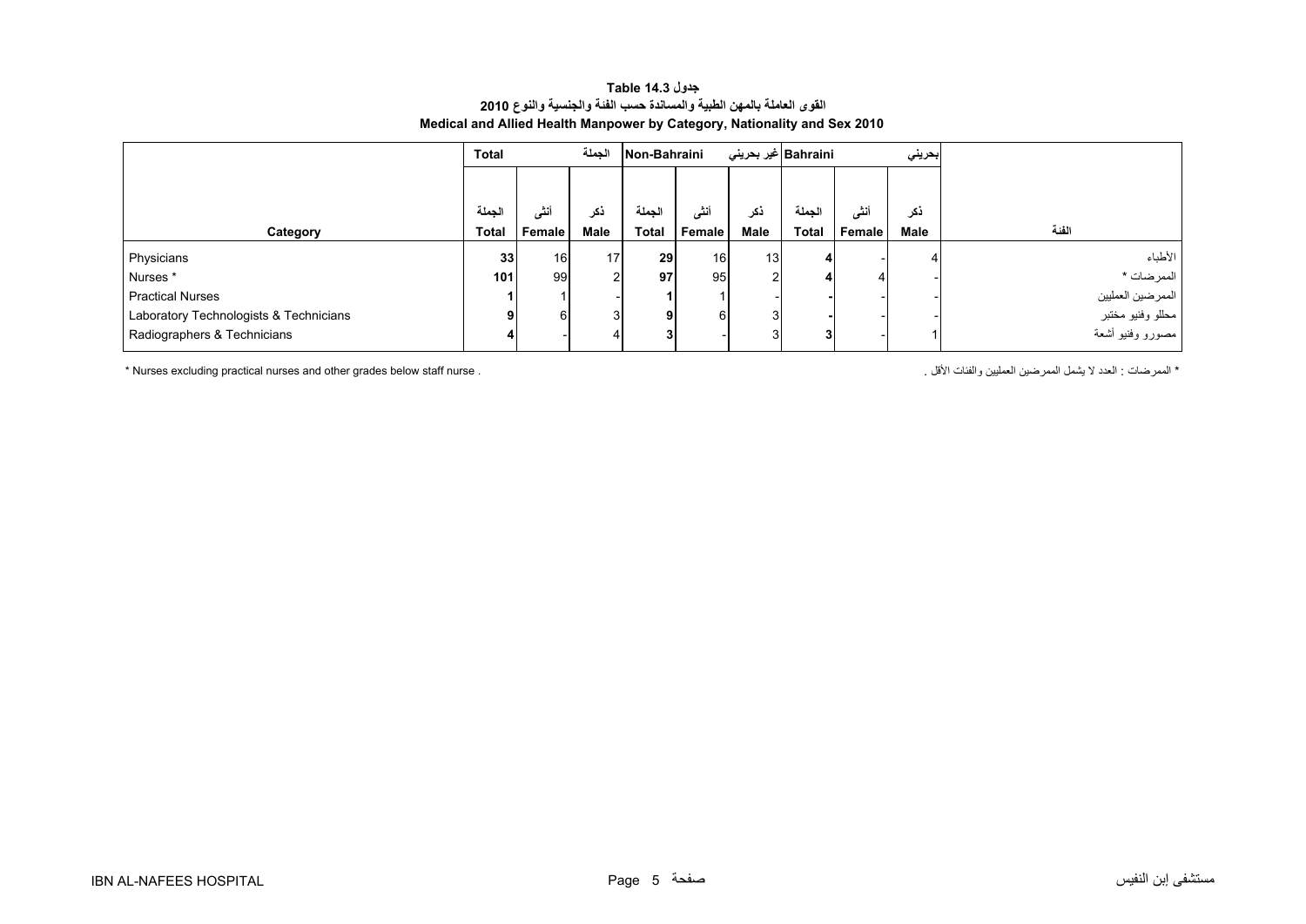**جدول Table 14.3**

**القوى العاملة بالمهن الطبية والمساندة حسب الفئة والجنسية والنوع 2010**

**Medical and Allied Health Manpower by Category, Nationality and Sex 2010**

| | Total | | الجملة | Non-Bahraini | | غير بحريني | Bahraini | | بحريني | |
|---|---|---|---|---|---|---|---|---|---|---|
| Category | الجملة Total | أنثى Female | ذكر Male | الجملة Total | أنثى Female | ذكر Male | الجملة Total | أنثى Female | ذكر Male | الفئة |
| Physicians | **33** | 16 | 17 | **29** | 16 | 13 | **4** | - | 4 | الأطباء |
| Nurses * | **101** | 99 | 2 | **97** | 95 | 2 | **4** | 4 | - | الممرضات * |
| Practical Nurses | **1** | 1 | - | **1** | 1 | - | **-** | - | - | الممرضين العمليين |
| Laboratory Technologists & Technicians | **9** | 6 | 3 | **9** | 6 | 3 | **-** | - | - | محللو وفنيو مختبر |
| Radiographers & Technicians | **4** | - | 4 | **3** | - | 3 | **3** | - | 1 | مصورو وفنيو أشعة |

* Nurses excluding practical nurses and other grades below staff nurse .

* الممرضات : العدد لا يشمل الممرضين العمليين والفئات الأقل .

IBN AL-NAFEES HOSPITAL مستشفى إبن النفيس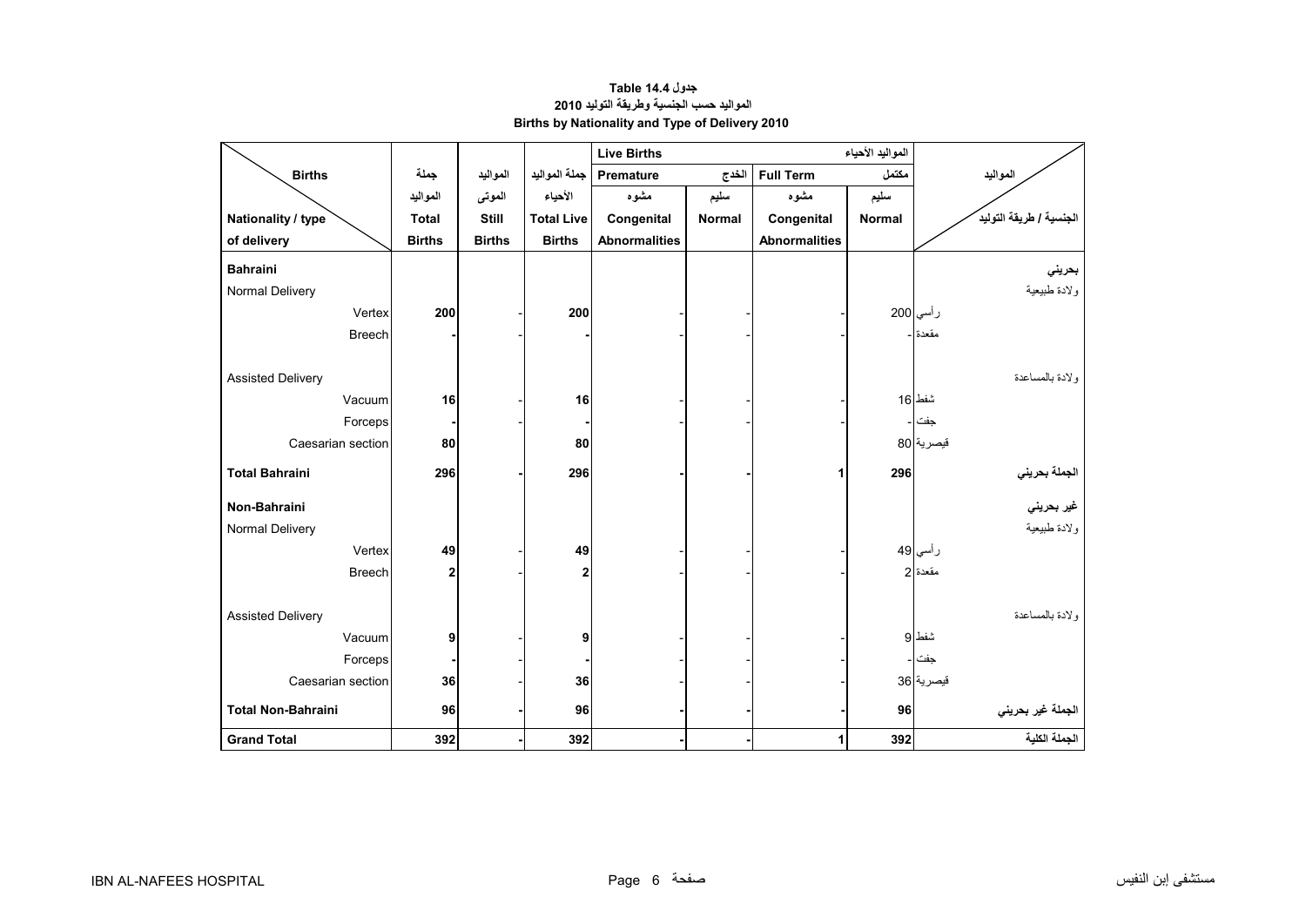**جدول Table 14.4**

**المواليد حسب الجنسية وطريقة التوليد 2010**

**Births by Nationality and Type of Delivery 2010**

| Births / Nationality / type of delivery | جملة المواليد Total Births | المواليد الموتى Still Births | جملة المواليد الأحياء Total Live Births | Live Births المواليد الأحياء - Premature الخدج - مشوه Congenital Abnormalities | سليم Normal | Full Term مكتمل - مشوه Congenital Abnormalities | سليم Normal | المواليد / الجنسية / طريقة التوليد |
|---|---|---|---|---|---|---|---|---|
| **Bahraini** | | | | | | | | **بحريني** |
| Normal Delivery | | | | | | | | ولادة طبيعية |
| Vertex | **200** | - | **200** | - | - | - | 200 | رأسي |
| Breech | **-** | - | **-** | - | - | - | - | مقعدة |
| Assisted Delivery | | | | | | | | ولادة بالمساعدة |
| Vacuum | **16** | - | **16** | - | - | - | 16 | شفط |
| Forceps | **-** | - | **-** | - | - | - | - | جفت |
| Caesarian section | **80** | | **80** | | | | 80 | قيصرية |
| **Total Bahraini** | **296** | **-** | **296** | **-** | **-** | **1** | **296** | **الجملة بحريني** |
| **Non-Bahraini** | | | | | | | | **غير بحريني** |
| Normal Delivery | | | | | | | | ولادة طبيعية |
| Vertex | **49** | - | **49** | - | - | - | 49 | رأسي |
| Breech | **2** | - | **2** | - | - | - | 2 | مقعدة |
| Assisted Delivery | | | | | | | | ولادة بالمساعدة |
| Vacuum | **9** | - | **9** | - | - | - | 9 | شفط |
| Forceps | **-** | - | **-** | - | - | - | - | جفت |
| Caesarian section | **36** | - | **36** | - | - | - | 36 | قيصرية |
| **Total Non-Bahraini** | **96** | **-** | **96** | **-** | **-** | **-** | **96** | **الجملة غير بحريني** |
| **Grand Total** | **392** | **-** | **392** | **-** | **-** | **1** | **392** | **الجملة الكلية** |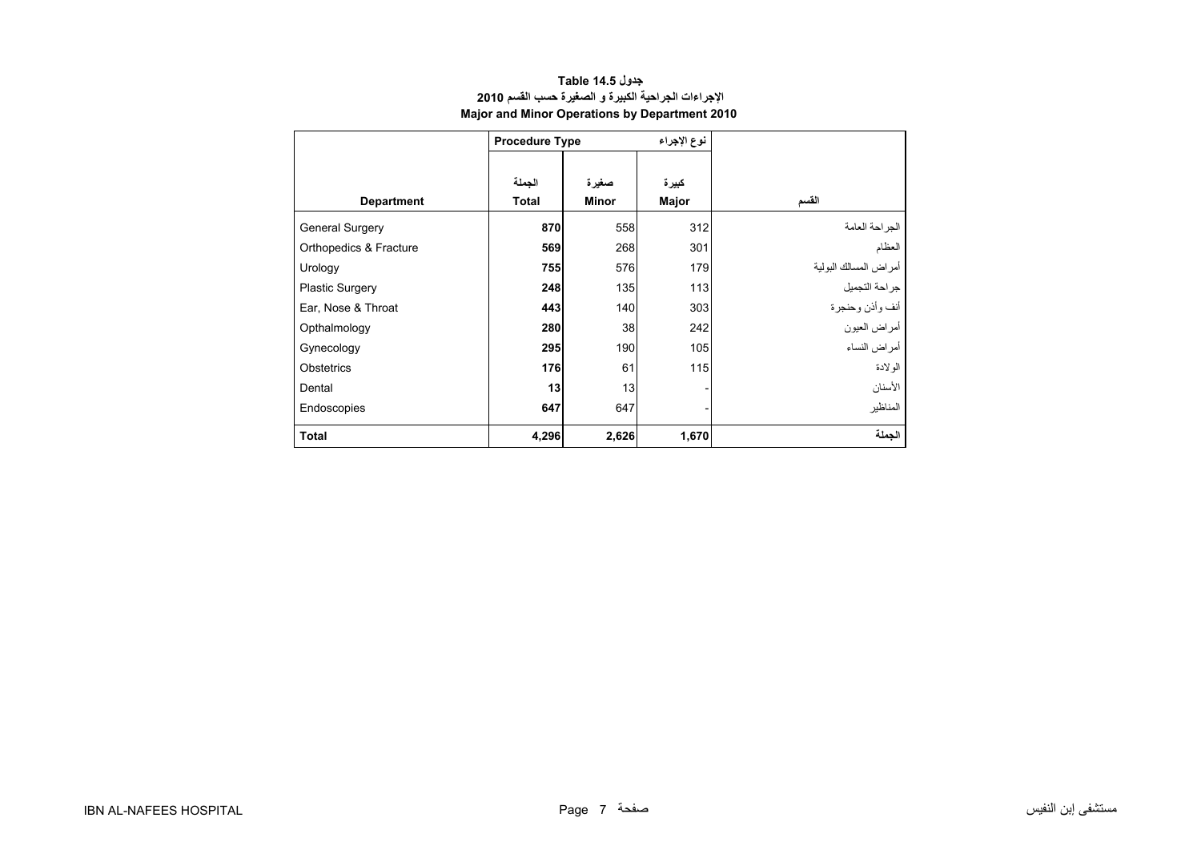**جدول Table 14.5**

**الإجراءات الجراحية الكبيرة و الصغيرة حسب القسم 2010**

**Major and Minor Operations by Department 2010**

| | Procedure Type نوع الإجراء | | | |
|---|---|---|---|---|
| **Department** | الجملة **Total** | صغيرة **Minor** | كبيرة **Major** | القسم |
| General Surgery | **870** | 558 | 312 | الجراحة العامة |
| Orthopedics & Fracture | **569** | 268 | 301 | العظام |
| Urology | **755** | 576 | 179 | أمراض المسالك البولية |
| Plastic Surgery | **248** | 135 | 113 | جراحة التجميل |
| Ear, Nose & Throat | **443** | 140 | 303 | أنف وأذن وحنجرة |
| Opthalmology | **280** | 38 | 242 | أمراض العيون |
| Gynecology | **295** | 190 | 105 | أمراض النساء |
| Obstetrics | **176** | 61 | 115 | الولادة |
| Dental | **13** | 13 | - | الأسنان |
| Endoscopies | **647** | 647 | - | المناظير |
| **Total** | **4,296** | **2,626** | **1,670** | **الجملة** |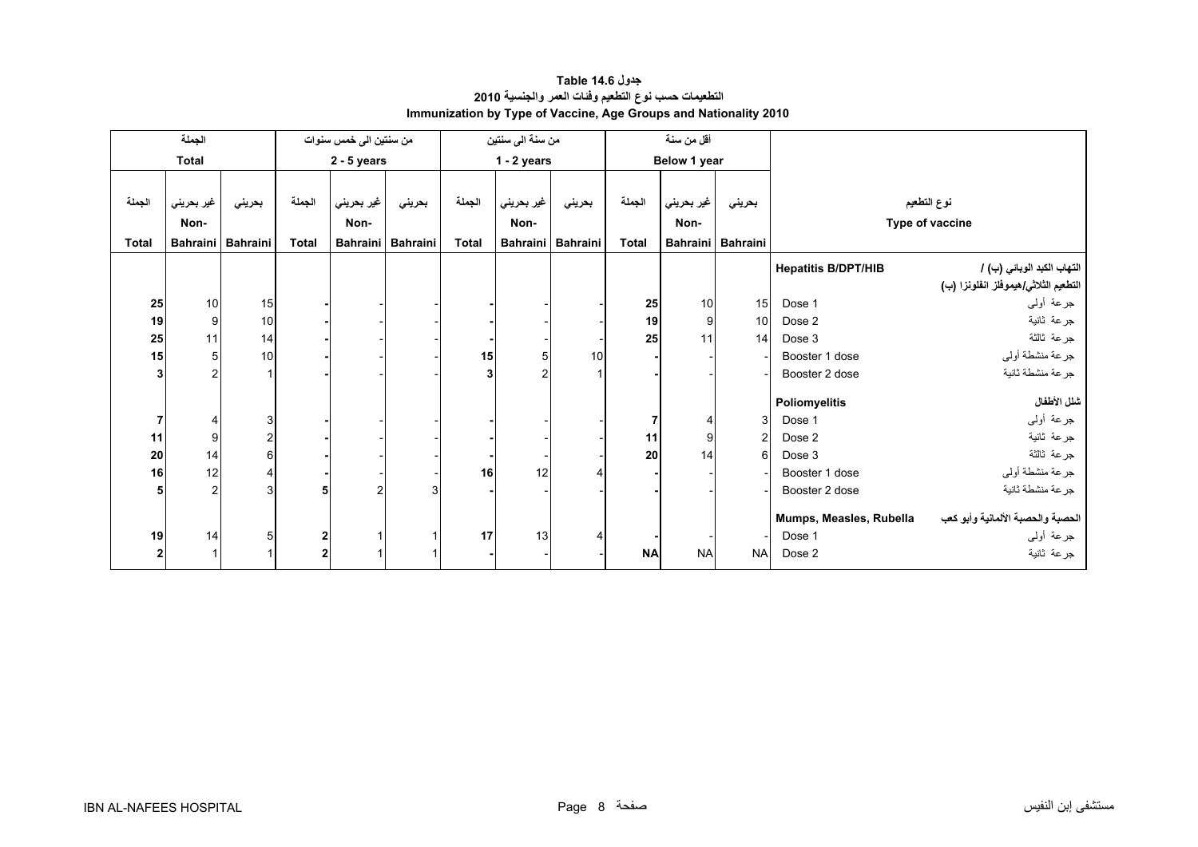# جدول 14.6 Table

## التطعيمات حسب نوع التطعيم وفئات العمر والجنسية 2010

## Immunization by Type of Vaccine, Age Groups and Nationality 2010

| الجملة Total | | | من سنتين الى خمس سنوات 2 - 5 years | | | من سنة الى سنتين 1 - 2 years | | | أقل من سنة Below 1 year | | | | |
|---|---|---|---|---|---|---|---|---|---|---|---|---|---|
| الجملة Total | غير بحريني Non-Bahraini | بحريني Bahraini | الجملة Total | غير بحريني Non-Bahraini | بحريني Bahraini | الجملة Total | غير بحريني Non-Bahraini | بحريني Bahraini | الجملة Total | غير بحريني Non-Bahraini | بحريني Bahraini | Type of vaccine | نوع التطعيم |
| | | | | | | | | | | | | **Hepatitis B/DPT/HIB** | **التهاب الكبد الوبائي (ب) / التطعيم الثلاثي/هيموفلز انفلونزا (ب)** |
| **25** | 10 | 15 | **-** | - | - | **-** | - | - | **25** | 10 | 15 | Dose 1 | جرعة أولى |
| **19** | 9 | 10 | **-** | - | - | **-** | - | - | **19** | 9 | 10 | Dose 2 | جرعة ثانية |
| **25** | 11 | 14 | **-** | - | - | **-** | - | - | **25** | 11 | 14 | Dose 3 | جرعة ثالثة |
| **15** | 5 | 10 | **-** | - | - | **15** | 5 | 10 | **-** | - | - | Booster 1 dose | جرعة منشطة أولى |
| **3** | 2 | 1 | **-** | - | - | **3** | 2 | 1 | **-** | - | - | Booster 2 dose | جرعة منشطة ثانية |
| | | | | | | | | | | | | **Poliomyelitis** | **شلل الأطفال** |
| **7** | 4 | 3 | **-** | - | - | **-** | - | - | **7** | 4 | 3 | Dose 1 | جرعة أولى |
| **11** | 9 | 2 | **-** | - | - | **-** | - | - | **11** | 9 | 2 | Dose 2 | جرعة ثانية |
| **20** | 14 | 6 | **-** | - | - | **-** | - | - | **20** | 14 | 6 | Dose 3 | جرعة ثالثة |
| **16** | 12 | 4 | **-** | - | - | **16** | 12 | 4 | **-** | - | - | Booster 1 dose | جرعة منشطة أولى |
| **5** | 2 | 3 | **5** | 2 | 3 | **-** | - | - | **-** | - | - | Booster 2 dose | جرعة منشطة ثانية |
| | | | | | | | | | | | | **Mumps, Measles, Rubella** | **الحصبة والحصبة الألمانية وأبو كعب** |
| **19** | 14 | 5 | **2** | 1 | 1 | **17** | 13 | 4 | **-** | - | - | Dose 1 | جرعة أولى |
| **2** | 1 | 1 | **2** | 1 | 1 | **-** | - | - | **NA** | NA | NA | Dose 2 | جرعة ثانية |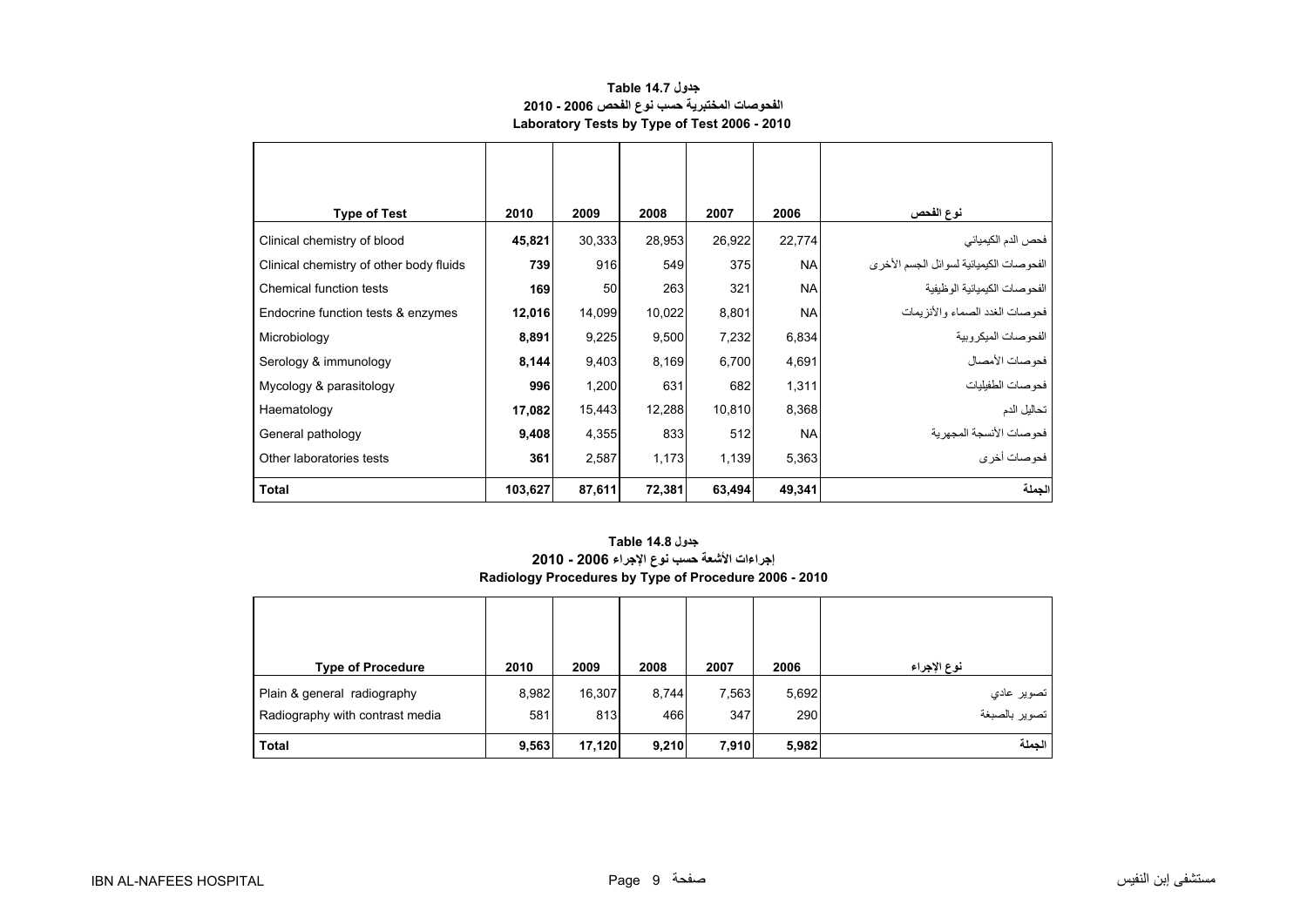**جدول Table 14.7**

**الفحوصات المختبرية حسب نوع الفحص 2006 - 2010**

**Laboratory Tests by Type of Test 2006 - 2010**

| Type of Test | 2010 | 2009 | 2008 | 2007 | 2006 | نوع الفحص |
|---|---|---|---|---|---|---|
| Clinical chemistry of blood | **45,821** | 30,333 | 28,953 | 26,922 | 22,774 | فحص الدم الكيميائي |
| Clinical chemistry of other body fluids | **739** | 916 | 549 | 375 | NA | الفحوصات الكيميائية لسوائل الجسم الأخرى |
| Chemical function tests | **169** | 50 | 263 | 321 | NA | الفحوصات الكيميائية الوظيفية |
| Endocrine function tests & enzymes | **12,016** | 14,099 | 10,022 | 8,801 | NA | فحوصات الغدد الصماء والأنزيمات |
| Microbiology | **8,891** | 9,225 | 9,500 | 7,232 | 6,834 | الفحوصات الميكروبية |
| Serology & immunology | **8,144** | 9,403 | 8,169 | 6,700 | 4,691 | فحوصات الأمصال |
| Mycology & parasitology | **996** | 1,200 | 631 | 682 | 1,311 | فحوصات الطفيليات |
| Haematology | **17,082** | 15,443 | 12,288 | 10,810 | 8,368 | تحاليل الدم |
| General pathology | **9,408** | 4,355 | 833 | 512 | NA | فحوصات الأنسجة المجهرية |
| Other laboratories tests | **361** | 2,587 | 1,173 | 1,139 | 5,363 | فحوصات أخرى |
| **Total** | **103,627** | **87,611** | **72,381** | **63,494** | **49,341** | **الجملة** |

**جدول Table 14.8**

**إجراءات الأشعة حسب نوع الإجراء 2006 - 2010**

**Radiology Procedures by Type of Procedure 2006 - 2010**

| Type of Procedure | 2010 | 2009 | 2008 | 2007 | 2006 | نوع الإجراء |
|---|---|---|---|---|---|---|
| Plain & general radiography | 8,982 | 16,307 | 8,744 | 7,563 | 5,692 | تصوير عادي |
| Radiography with contrast media | 581 | 813 | 466 | 347 | 290 | تصوير بالصبغة |
| **Total** | **9,563** | **17,120** | **9,210** | **7,910** | **5,982** | **الجملة** |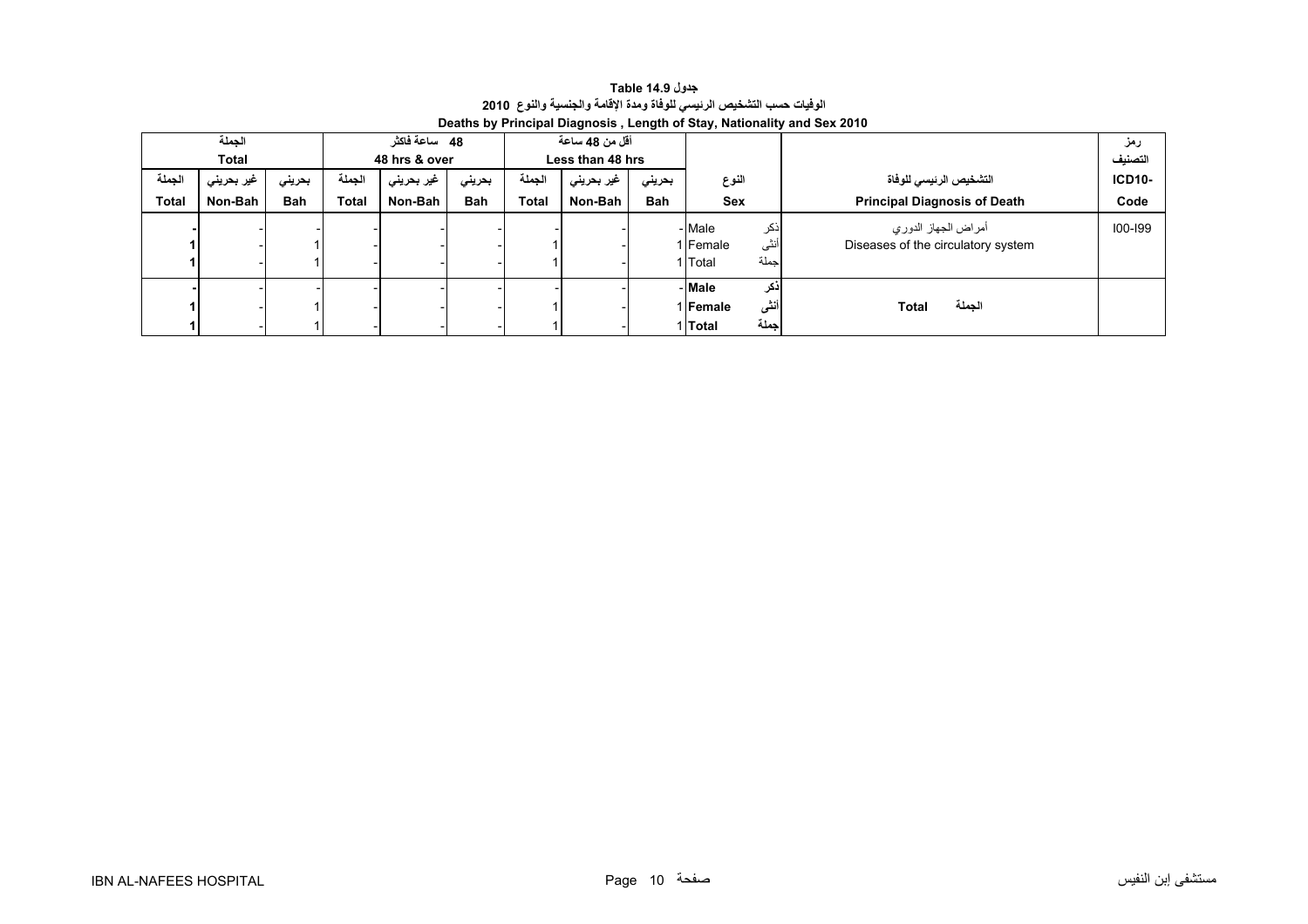**جدول Table 14.9**

**الوفيات حسب التشخيص الرئيسي للوفاة ومدة الإقامة والجنسية والنوع 2010**

**Deaths by Principal Diagnosis , Length of Stay, Nationality and Sex 2010**

| الجملة Total | | | 48 ساعة فاكثر 48 hrs & over | | | أقل من 48 ساعة Less than 48 hrs | | | | | رمز التصنيف |
|---|---|---|---|---|---|---|---|---|---|---|---|
| الجملة Total | غير بحريني Non-Bah | بحريني Bah | الجملة Total | غير بحريني Non-Bah | بحريني Bah | الجملة Total | غير بحريني Non-Bah | بحريني Bah | النوع Sex | التشخيص الرئيسي للوفاة Principal Diagnosis of Death | ICD10- Code |
| - | - | - | - | - | - | - | - | - | Male ذكر | أمراض الجهاز الدوري Diseases of the circulatory system | I00-I99 |
| 1 | - | 1 | - | - | - | 1 | - | 1 | Female أنثى | | |
| 1 | - | 1 | - | - | - | 1 | - | 1 | Total جملة | | |
| - | - | - | - | - | - | - | - | - | **Male ذكر** | **Total الجملة** | |
| 1 | - | 1 | - | - | - | 1 | - | 1 | **Female أنثى** | | |
| 1 | - | 1 | - | - | - | 1 | - | 1 | **Total جملة** | | |

IBN AL-NAFEES HOSPITAL مستشفى إبن النفيس